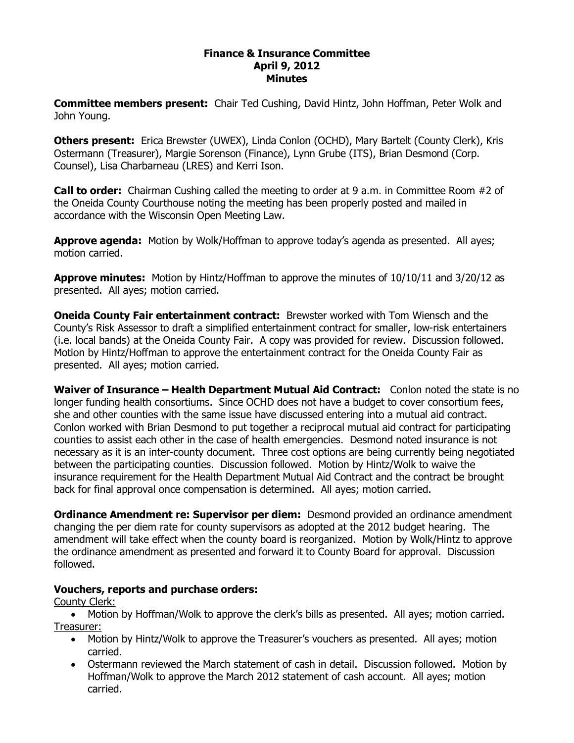**Finance & Insurance Committee**
**April 9, 2012**
**Minutes**

**Committee members present:** Chair Ted Cushing, David Hintz, John Hoffman, Peter Wolk and John Young.

**Others present:** Erica Brewster (UWEX), Linda Conlon (OCHD), Mary Bartelt (County Clerk), Kris Ostermann (Treasurer), Margie Sorenson (Finance), Lynn Grube (ITS), Brian Desmond (Corp. Counsel), Lisa Charbarneau (LRES) and Kerri Ison.

**Call to order:** Chairman Cushing called the meeting to order at 9 a.m. in Committee Room #2 of the Oneida County Courthouse noting the meeting has been properly posted and mailed in accordance with the Wisconsin Open Meeting Law.

**Approve agenda:** Motion by Wolk/Hoffman to approve today's agenda as presented. All ayes; motion carried.

**Approve minutes:** Motion by Hintz/Hoffman to approve the minutes of 10/10/11 and 3/20/12 as presented. All ayes; motion carried.

**Oneida County Fair entertainment contract:** Brewster worked with Tom Wiensch and the County's Risk Assessor to draft a simplified entertainment contract for smaller, low-risk entertainers (i.e. local bands) at the Oneida County Fair. A copy was provided for review. Discussion followed. Motion by Hintz/Hoffman to approve the entertainment contract for the Oneida County Fair as presented. All ayes; motion carried.

**Waiver of Insurance – Health Department Mutual Aid Contract:** Conlon noted the state is no longer funding health consortiums. Since OCHD does not have a budget to cover consortium fees, she and other counties with the same issue have discussed entering into a mutual aid contract. Conlon worked with Brian Desmond to put together a reciprocal mutual aid contract for participating counties to assist each other in the case of health emergencies. Desmond noted insurance is not necessary as it is an inter-county document. Three cost options are being currently being negotiated between the participating counties. Discussion followed. Motion by Hintz/Wolk to waive the insurance requirement for the Health Department Mutual Aid Contract and the contract be brought back for final approval once compensation is determined. All ayes; motion carried.

**Ordinance Amendment re: Supervisor per diem:** Desmond provided an ordinance amendment changing the per diem rate for county supervisors as adopted at the 2012 budget hearing. The amendment will take effect when the county board is reorganized. Motion by Wolk/Hintz to approve the ordinance amendment as presented and forward it to County Board for approval. Discussion followed.

**Vouchers, reports and purchase orders:**

County Clerk:

- Motion by Hoffman/Wolk to approve the clerk's bills as presented. All ayes; motion carried.

Treasurer:

- Motion by Hintz/Wolk to approve the Treasurer's vouchers as presented. All ayes; motion carried.
- Ostermann reviewed the March statement of cash in detail. Discussion followed. Motion by Hoffman/Wolk to approve the March 2012 statement of cash account. All ayes; motion carried.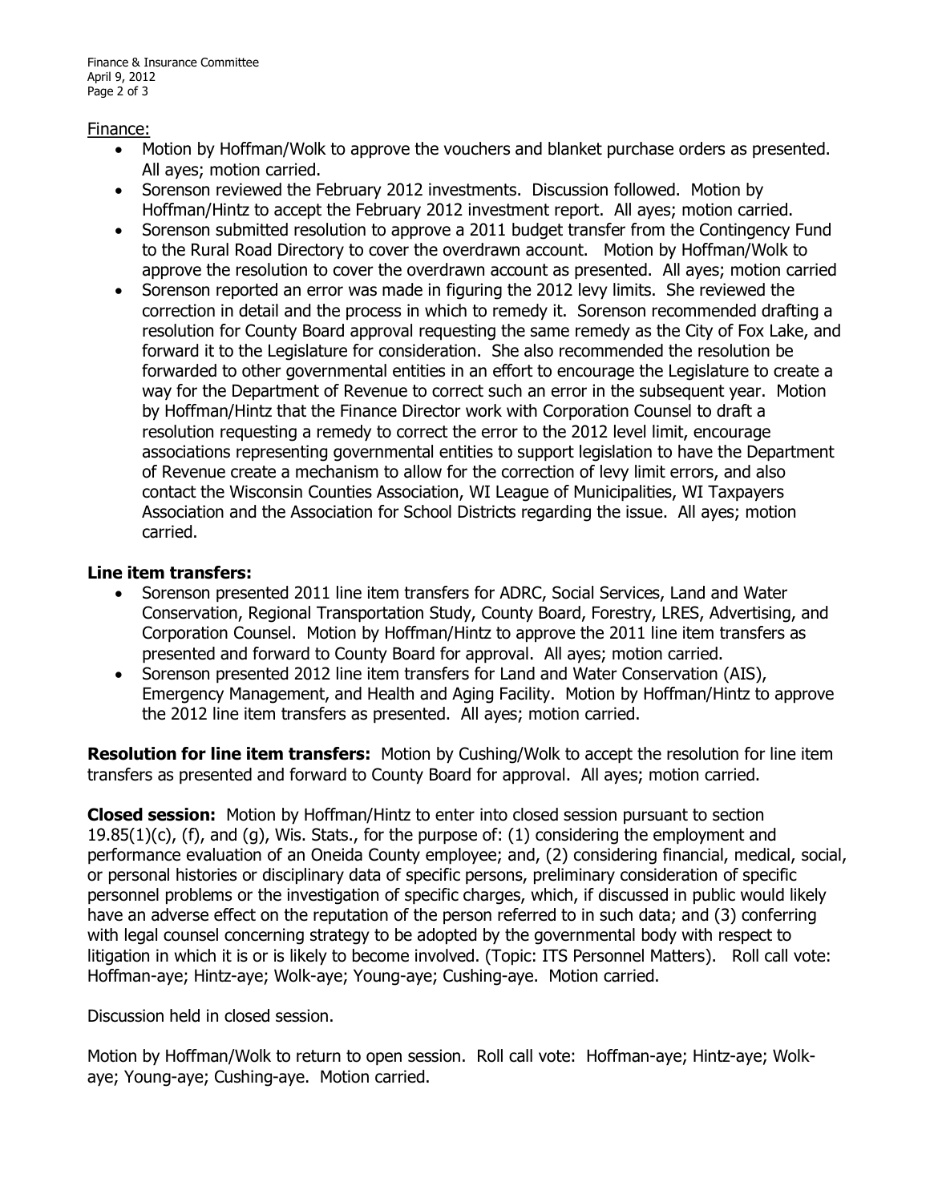Finance:

- Motion by Hoffman/Wolk to approve the vouchers and blanket purchase orders as presented. All ayes; motion carried.
- Sorenson reviewed the February 2012 investments. Discussion followed. Motion by Hoffman/Hintz to accept the February 2012 investment report. All ayes; motion carried.
- Sorenson submitted resolution to approve a 2011 budget transfer from the Contingency Fund to the Rural Road Directory to cover the overdrawn account. Motion by Hoffman/Wolk to approve the resolution to cover the overdrawn account as presented. All ayes; motion carried
- Sorenson reported an error was made in figuring the 2012 levy limits. She reviewed the correction in detail and the process in which to remedy it. Sorenson recommended drafting a resolution for County Board approval requesting the same remedy as the City of Fox Lake, and forward it to the Legislature for consideration. She also recommended the resolution be forwarded to other governmental entities in an effort to encourage the Legislature to create a way for the Department of Revenue to correct such an error in the subsequent year. Motion by Hoffman/Hintz that the Finance Director work with Corporation Counsel to draft a resolution requesting a remedy to correct the error to the 2012 level limit, encourage associations representing governmental entities to support legislation to have the Department of Revenue create a mechanism to allow for the correction of levy limit errors, and also contact the Wisconsin Counties Association, WI League of Municipalities, WI Taxpayers Association and the Association for School Districts regarding the issue. All ayes; motion carried.

**Line item transfers:**

- Sorenson presented 2011 line item transfers for ADRC, Social Services, Land and Water Conservation, Regional Transportation Study, County Board, Forestry, LRES, Advertising, and Corporation Counsel. Motion by Hoffman/Hintz to approve the 2011 line item transfers as presented and forward to County Board for approval. All ayes; motion carried.
- Sorenson presented 2012 line item transfers for Land and Water Conservation (AIS), Emergency Management, and Health and Aging Facility. Motion by Hoffman/Hintz to approve the 2012 line item transfers as presented. All ayes; motion carried.

**Resolution for line item transfers:** Motion by Cushing/Wolk to accept the resolution for line item transfers as presented and forward to County Board for approval. All ayes; motion carried.

**Closed session:** Motion by Hoffman/Hintz to enter into closed session pursuant to section 19.85(1)(c), (f), and (g), Wis. Stats., for the purpose of: (1) considering the employment and performance evaluation of an Oneida County employee; and, (2) considering financial, medical, social, or personal histories or disciplinary data of specific persons, preliminary consideration of specific personnel problems or the investigation of specific charges, which, if discussed in public would likely have an adverse effect on the reputation of the person referred to in such data; and (3) conferring with legal counsel concerning strategy to be adopted by the governmental body with respect to litigation in which it is or is likely to become involved. (Topic: ITS Personnel Matters). Roll call vote: Hoffman-aye; Hintz-aye; Wolk-aye; Young-aye; Cushing-aye. Motion carried.

Discussion held in closed session.

Motion by Hoffman/Wolk to return to open session. Roll call vote: Hoffman-aye; Hintz-aye; Wolk-aye; Young-aye; Cushing-aye. Motion carried.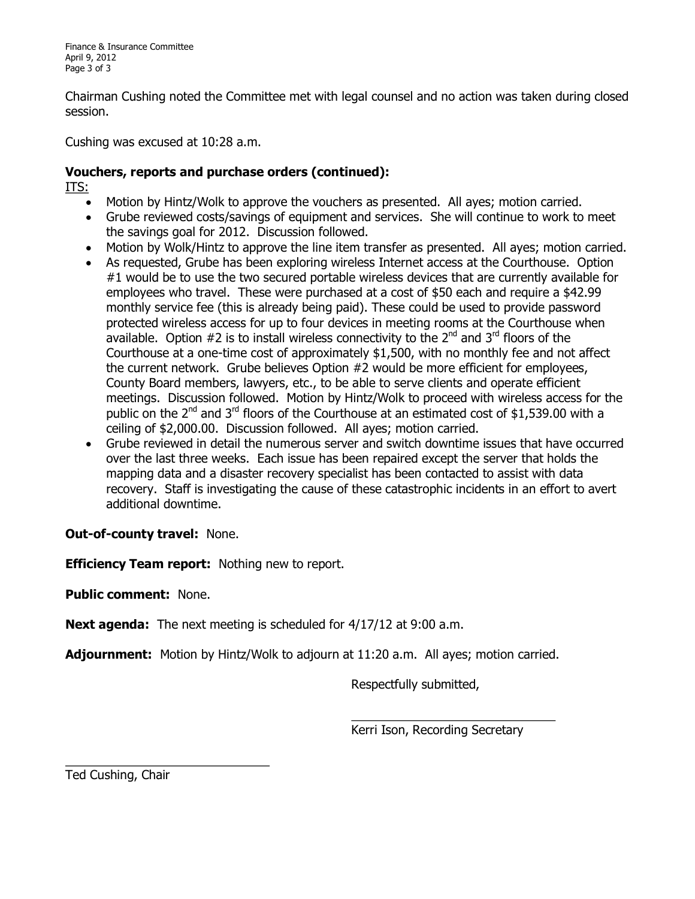Chairman Cushing noted the Committee met with legal counsel and no action was taken during closed session.

Cushing was excused at 10:28 a.m.

**Vouchers, reports and purchase orders (continued):**

ITS:

- Motion by Hintz/Wolk to approve the vouchers as presented. All ayes; motion carried.
- Grube reviewed costs/savings of equipment and services. She will continue to work to meet the savings goal for 2012. Discussion followed.
- Motion by Wolk/Hintz to approve the line item transfer as presented. All ayes; motion carried.
- As requested, Grube has been exploring wireless Internet access at the Courthouse. Option #1 would be to use the two secured portable wireless devices that are currently available for employees who travel. These were purchased at a cost of $50 each and require a $42.99 monthly service fee (this is already being paid). These could be used to provide password protected wireless access for up to four devices in meeting rooms at the Courthouse when available. Option #2 is to install wireless connectivity to the 2nd and 3rd floors of the Courthouse at a one-time cost of approximately $1,500, with no monthly fee and not affect the current network. Grube believes Option #2 would be more efficient for employees, County Board members, lawyers, etc., to be able to serve clients and operate efficient meetings. Discussion followed. Motion by Hintz/Wolk to proceed with wireless access for the public on the 2nd and 3rd floors of the Courthouse at an estimated cost of $1,539.00 with a ceiling of $2,000.00. Discussion followed. All ayes; motion carried.
- Grube reviewed in detail the numerous server and switch downtime issues that have occurred over the last three weeks. Each issue has been repaired except the server that holds the mapping data and a disaster recovery specialist has been contacted to assist with data recovery. Staff is investigating the cause of these catastrophic incidents in an effort to avert additional downtime.

**Out-of-county travel:** None.

**Efficiency Team report:** Nothing new to report.

**Public comment:** None.

**Next agenda:** The next meeting is scheduled for 4/17/12 at 9:00 a.m.

**Adjournment:** Motion by Hintz/Wolk to adjourn at 11:20 a.m. All ayes; motion carried.

Respectfully submitted,

______________________________

Kerri Ison, Recording Secretary

______________________________

Ted Cushing, Chair